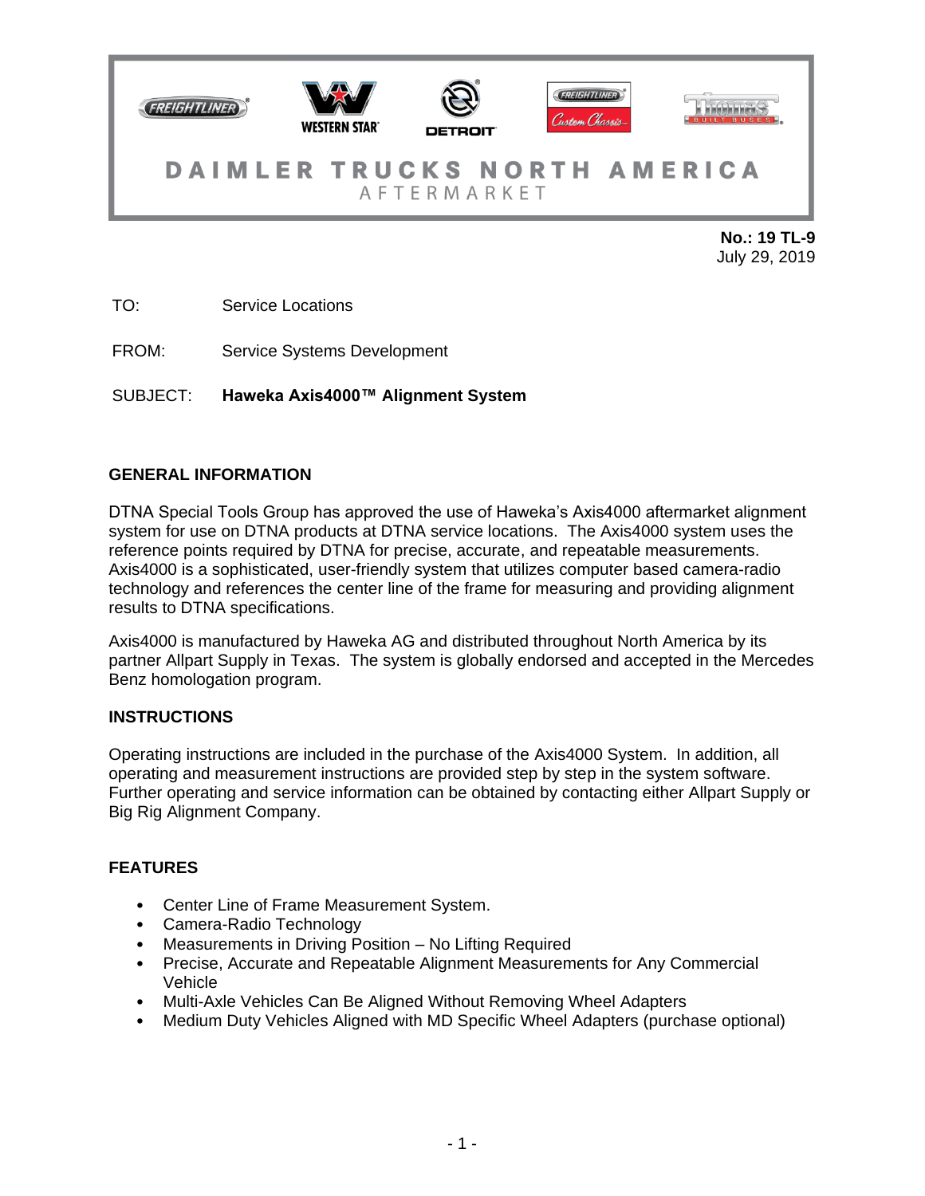**DAIMLER TRUCKS NORTH AMERICA**
AFTERMARKET

**No.: 19 TL-9**
July 29, 2019

TO: Service Locations

FROM: Service Systems Development

SUBJECT: **Haweka Axis4000™ Alignment System**

## GENERAL INFORMATION

DTNA Special Tools Group has approved the use of Haweka's Axis4000 aftermarket alignment system for use on DTNA products at DTNA service locations. The Axis4000 system uses the reference points required by DTNA for precise, accurate, and repeatable measurements. Axis4000 is a sophisticated, user-friendly system that utilizes computer based camera-radio technology and references the center line of the frame for measuring and providing alignment results to DTNA specifications.

Axis4000 is manufactured by Haweka AG and distributed throughout North America by its partner Allpart Supply in Texas. The system is globally endorsed and accepted in the Mercedes Benz homologation program.

## INSTRUCTIONS

Operating instructions are included in the purchase of the Axis4000 System. In addition, all operating and measurement instructions are provided step by step in the system software. Further operating and service information can be obtained by contacting either Allpart Supply or Big Rig Alignment Company.

## FEATURES

- Center Line of Frame Measurement System.
- Camera-Radio Technology
- Measurements in Driving Position – No Lifting Required
- Precise, Accurate and Repeatable Alignment Measurements for Any Commercial Vehicle
- Multi-Axle Vehicles Can Be Aligned Without Removing Wheel Adapters
- Medium Duty Vehicles Aligned with MD Specific Wheel Adapters (purchase optional)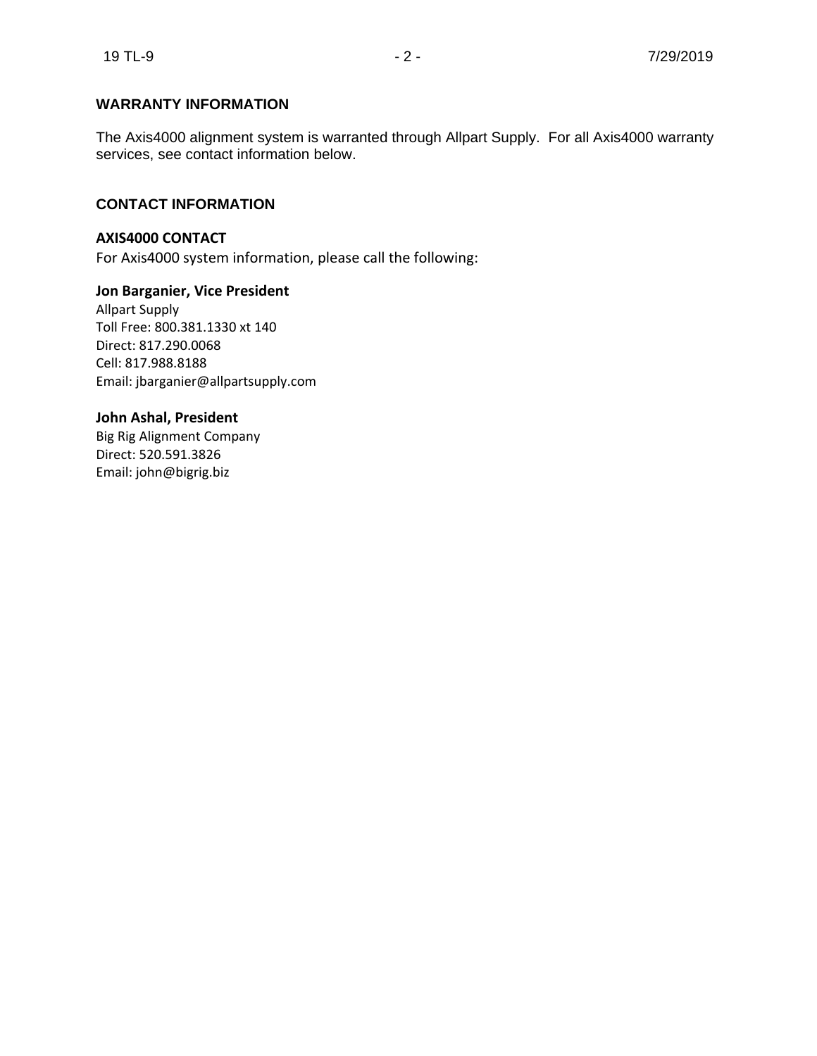## WARRANTY INFORMATION

The Axis4000 alignment system is warranted through Allpart Supply. For all Axis4000 warranty services, see contact information below.

## CONTACT INFORMATION

### AXIS4000 CONTACT

For Axis4000 system information, please call the following:

**Jon Barganier, Vice President**
Allpart Supply
Toll Free: 800.381.1330 xt 140
Direct: 817.290.0068
Cell: 817.988.8188
Email: jbarganier@allpartsupply.com

**John Ashal, President**
Big Rig Alignment Company
Direct: 520.591.3826
Email: john@bigrig.biz